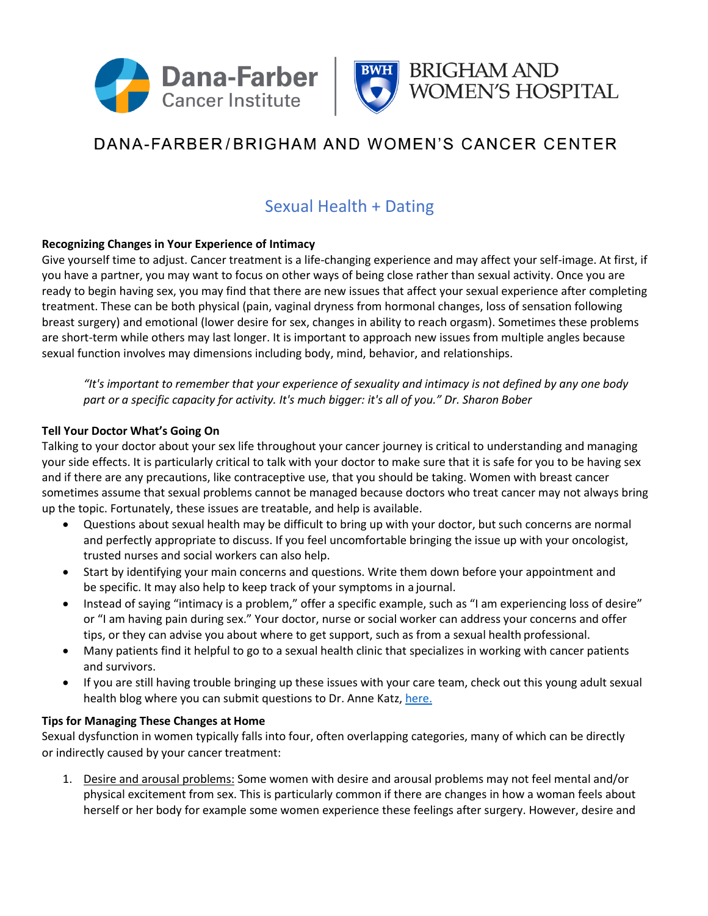DANA-FARBER/BRIGHAM AND WOMEN'S CANCER CENTER

# Sexual Health + Dating

**Recognizing Changes in Your Experience of Intimacy**

Give yourself time to adjust. Cancer treatment is a life-changing experience and may affect your self-image. At first, if you have a partner, you may want to focus on other ways of being close rather than sexual activity. Once you are ready to begin having sex, you may find that there are new issues that affect your sexual experience after completing treatment. These can be both physical (pain, vaginal dryness from hormonal changes, loss of sensation following breast surgery) and emotional (lower desire for sex, changes in ability to reach orgasm). Sometimes these problems are short-term while others may last longer. It is important to approach new issues from multiple angles because sexual function involves may dimensions including body, mind, behavior, and relationships.

> *"It's important to remember that your experience of sexuality and intimacy is not defined by any one body part or a specific capacity for activity. It's much bigger: it's all of you." Dr. Sharon Bober*

**Tell Your Doctor What's Going On**

Talking to your doctor about your sex life throughout your cancer journey is critical to understanding and managing your side effects. It is particularly critical to talk with your doctor to make sure that it is safe for you to be having sex and if there are any precautions, like contraceptive use, that you should be taking. Women with breast cancer sometimes assume that sexual problems cannot be managed because doctors who treat cancer may not always bring up the topic. Fortunately, these issues are treatable, and help is available.

- Questions about sexual health may be difficult to bring up with your doctor, but such concerns are normal and perfectly appropriate to discuss. If you feel uncomfortable bringing the issue up with your oncologist, trusted nurses and social workers can also help.
- Start by identifying your main concerns and questions. Write them down before your appointment and be specific. It may also help to keep track of your symptoms in a journal.
- Instead of saying "intimacy is a problem," offer a specific example, such as "I am experiencing loss of desire" or "I am having pain during sex." Your doctor, nurse or social worker can address your concerns and offer tips, or they can advise you about where to get support, such as from a sexual health professional.
- Many patients find it helpful to go to a sexual health clinic that specializes in working with cancer patients and survivors.
- If you are still having trouble bringing up these issues with your care team, check out this young adult sexual health blog where you can submit questions to Dr. Anne Katz, here.

**Tips for Managing These Changes at Home**

Sexual dysfunction in women typically falls into four, often overlapping categories, many of which can be directly or indirectly caused by your cancer treatment:

1. Desire and arousal problems: Some women with desire and arousal problems may not feel mental and/or physical excitement from sex. This is particularly common if there are changes in how a woman feels about herself or her body for example some women experience these feelings after surgery. However, desire and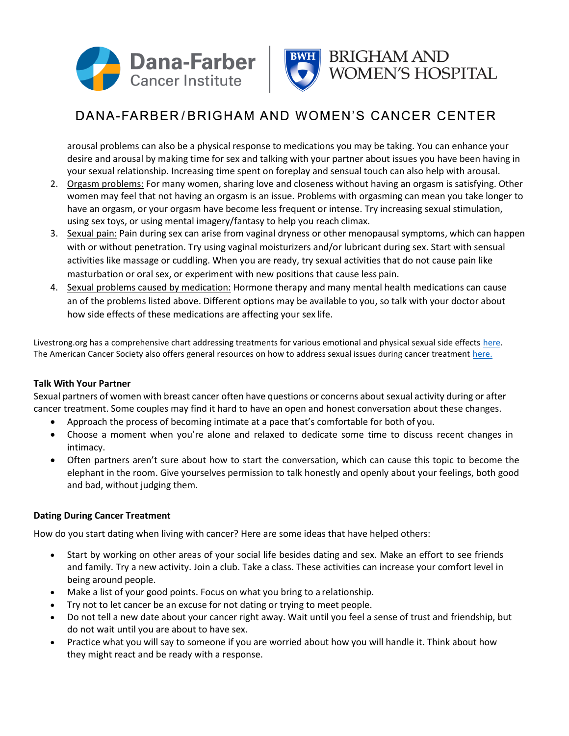arousal problems can also be a physical response to medications you may be taking. You can enhance your desire and arousal by making time for sex and talking with your partner about issues you have been having in your sexual relationship. Increasing time spent on foreplay and sensual touch can also help with arousal.

2. Orgasm problems: For many women, sharing love and closeness without having an orgasm is satisfying. Other women may feel that not having an orgasm is an issue. Problems with orgasming can mean you take longer to have an orgasm, or your orgasm have become less frequent or intense. Try increasing sexual stimulation, using sex toys, or using mental imagery/fantasy to help you reach climax.
3. Sexual pain: Pain during sex can arise from vaginal dryness or other menopausal symptoms, which can happen with or without penetration. Try using vaginal moisturizers and/or lubricant during sex. Start with sensual activities like massage or cuddling. When you are ready, try sexual activities that do not cause pain like masturbation or oral sex, or experiment with new positions that cause less pain.
4. Sexual problems caused by medication: Hormone therapy and many mental health medications can cause an of the problems listed above. Different options may be available to you, so talk with your doctor about how side effects of these medications are affecting your sex life.

Livestrong.org has a comprehensive chart addressing treatments for various emotional and physical sexual side effects here. The American Cancer Society also offers general resources on how to address sexual issues during cancer treatment here.

**Talk With Your Partner**

Sexual partners of women with breast cancer often have questions or concerns about sexual activity during or after cancer treatment. Some couples may find it hard to have an open and honest conversation about these changes.

- Approach the process of becoming intimate at a pace that's comfortable for both of you.
- Choose a moment when you're alone and relaxed to dedicate some time to discuss recent changes in intimacy.
- Often partners aren't sure about how to start the conversation, which can cause this topic to become the elephant in the room. Give yourselves permission to talk honestly and openly about your feelings, both good and bad, without judging them.

**Dating During Cancer Treatment**

How do you start dating when living with cancer? Here are some ideas that have helped others:

- Start by working on other areas of your social life besides dating and sex. Make an effort to see friends and family. Try a new activity. Join a club. Take a class. These activities can increase your comfort level in being around people.
- Make a list of your good points. Focus on what you bring to a relationship.
- Try not to let cancer be an excuse for not dating or trying to meet people.
- Do not tell a new date about your cancer right away. Wait until you feel a sense of trust and friendship, but do not wait until you are about to have sex.
- Practice what you will say to someone if you are worried about how you will handle it. Think about how they might react and be ready with a response.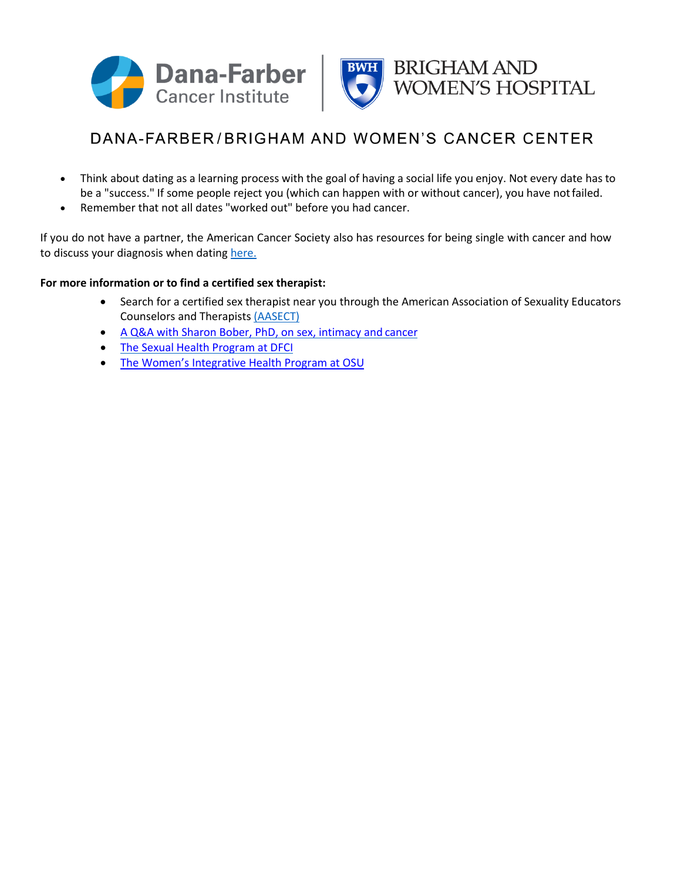- Think about dating as a learning process with the goal of having a social life you enjoy. Not every date has to be a "success." If some people reject you (which can happen with or without cancer), you have not failed.
- Remember that not all dates "worked out" before you had cancer.

If you do not have a partner, the American Cancer Society also has resources for being single with cancer and how to discuss your diagnosis when dating here.

**For more information or to find a certified sex therapist:**

- Search for a certified sex therapist near you through the American Association of Sexuality Educators Counselors and Therapists (AASECT)
- A Q&A with Sharon Bober, PhD, on sex, intimacy and cancer
- The Sexual Health Program at DFCI
- The Women's Integrative Health Program at OSU